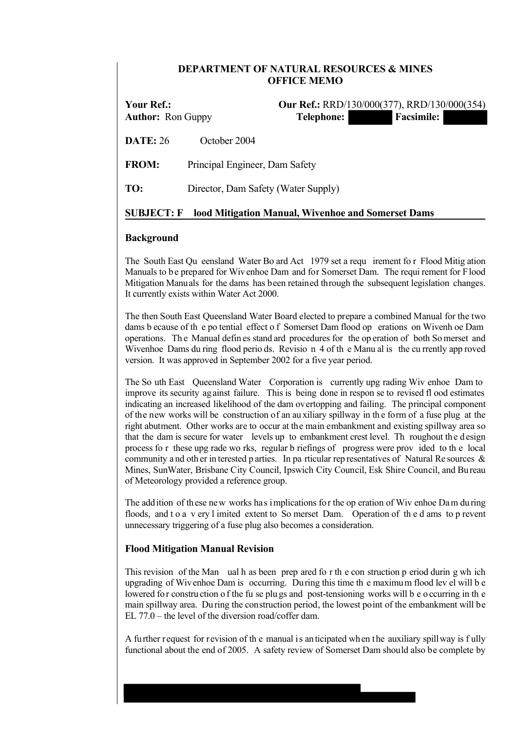**DEPARTMENT OF NATURAL RESOURCES & MINES**
**OFFICE MEMO**

**Your Ref.:** **Our Ref.:** RRD/130/000(377), RRD/130/000(354)
**Author:** Ron Guppy **Telephone:** **Facsimile:**

**DATE:** 26 October 2004

**FROM:** Principal Engineer, Dam Safety

**TO:** Director, Dam Safety (Water Supply)

**SUBJECT: Flood Mitigation Manual, Wivenhoe and Somerset Dams**

## Background

The South East Queensland Water Board Act 1979 set a requirement for Flood Mitigation Manuals to be prepared for Wivenhoe Dam and for Somerset Dam. The requirement for Flood Mitigation Manuals for the dams has been retained through the subsequent legislation changes. It currently exists within Water Act 2000.

The then South East Queensland Water Board elected to prepare a combined Manual for the two dams because of the potential effect of Somerset Dam flood operations on Wivenhoe Dam operations. The Manual defines standard procedures for the operation of both Somerset and Wivenhoe Dams during flood periods. Revision 4 of the Manual is the currently approved version. It was approved in September 2002 for a five year period.

The South East Queensland Water Corporation is currently upgrading Wivenhoe Dam to improve its security against failure. This is being done in response to revised flood estimates indicating an increased likelihood of the dam overtopping and failing. The principal component of the new works will be construction of an auxiliary spillway in the form of a fuse plug at the right abutment. Other works are to occur at the main embankment and existing spillway area so that the dam is secure for water levels up to embankment crest level. Throughout the design process for these upgrade works, regular briefings of progress were provided to the local community and other interested parties. In particular representatives of Natural Resources & Mines, SunWater, Brisbane City Council, Ipswich City Council, Esk Shire Council, and Bureau of Meteorology provided a reference group.

The addition of these new works has implications for the operation of Wivenhoe Dam during floods, and to a very limited extent to Somerset Dam. Operation of the dams to prevent unnecessary triggering of a fuse plug also becomes a consideration.

## Flood Mitigation Manual Revision

This revision of the Manual has been prepared for the construction period during which upgrading of Wivenhoe Dam is occurring. During this time the maximum flood level will be lowered for construction of the fuse plugs and post-tensioning works will be occurring in the main spillway area. During the construction period, the lowest point of the embankment will be EL 77.0 – the level of the diversion road/coffer dam.

A further request for revision of the manual is anticipated when the auxiliary spillway is fully functional about the end of 2005. A safety review of Somerset Dam should also be complete by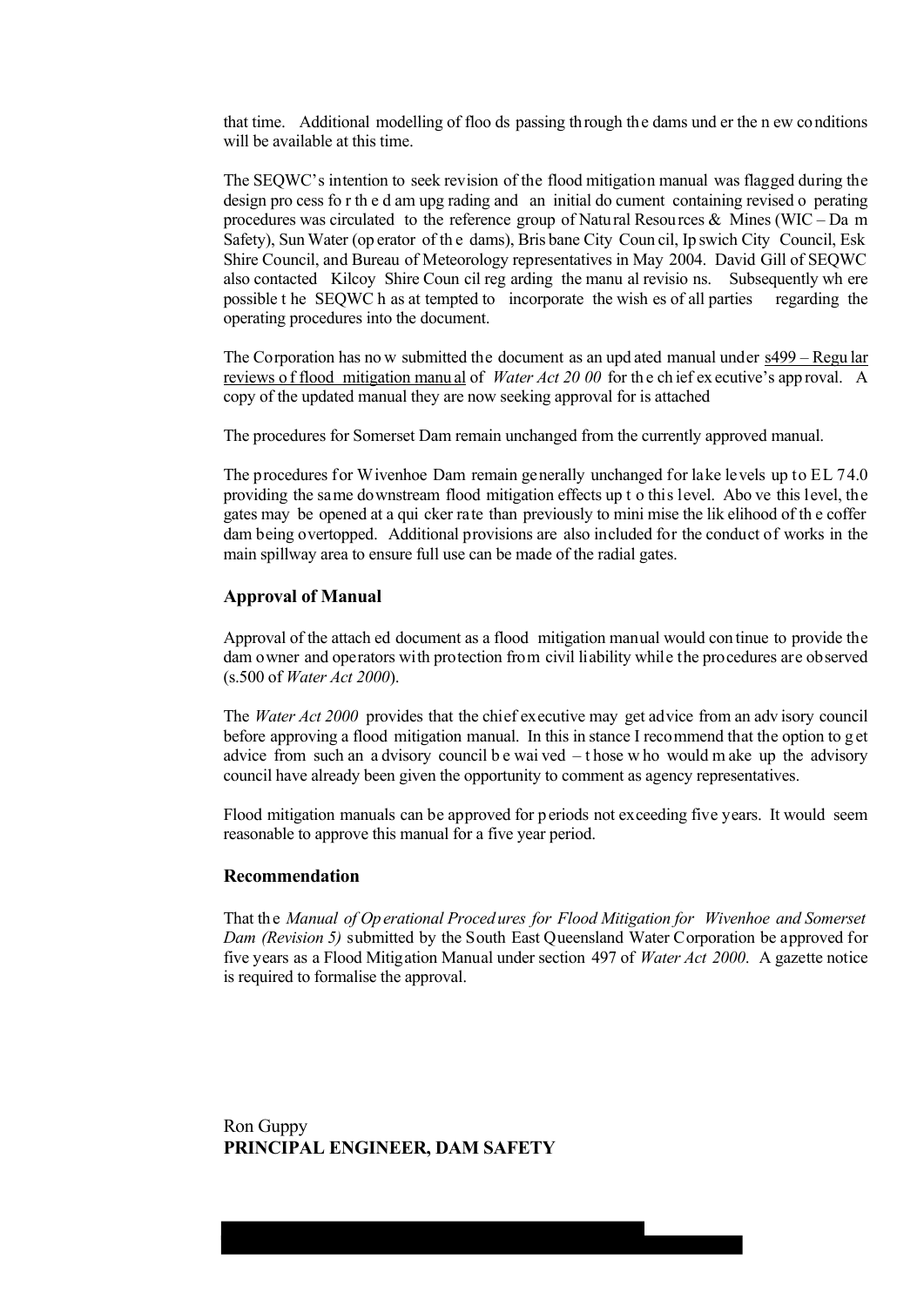that time. Additional modelling of floods passing through the dams under the new conditions will be available at this time.

The SEQWC's intention to seek revision of the flood mitigation manual was flagged during the design process for the dam upgrading and an initial document containing revised operating procedures was circulated to the reference group of Natural Resources & Mines (WIC – Dam Safety), SunWater (operator of the dams), Brisbane City Council, Ipswich City Council, Esk Shire Council, and Bureau of Meteorology representatives in May 2004. David Gill of SEQWC also contacted Kilcoy Shire Council regarding the manual revisions. Subsequently where possible the SEQWC has attempted to incorporate the wishes of all parties regarding the operating procedures into the document.

The Corporation has now submitted the document as an updated manual under s499 – Regular reviews of flood mitigation manual of *Water Act 2000* for the chief executive's approval. A copy of the updated manual they are now seeking approval for is attached

The procedures for Somerset Dam remain unchanged from the currently approved manual.

The procedures for Wivenhoe Dam remain generally unchanged for lake levels up to EL 74.0 providing the same downstream flood mitigation effects up to this level. Above this level, the gates may be opened at a quicker rate than previously to minimise the likelihood of the coffer dam being overtopped. Additional provisions are also included for the conduct of works in the main spillway area to ensure full use can be made of the radial gates.

### Approval of Manual

Approval of the attached document as a flood mitigation manual would continue to provide the dam owner and operators with protection from civil liability while the procedures are observed (s.500 of *Water Act 2000*).

The *Water Act 2000* provides that the chief executive may get advice from an advisory council before approving a flood mitigation manual. In this instance I recommend that the option to get advice from such an advisory council be waived – those who would make up the advisory council have already been given the opportunity to comment as agency representatives.

Flood mitigation manuals can be approved for periods not exceeding five years. It would seem reasonable to approve this manual for a five year period.

### Recommendation

That the *Manual of Operational Procedures for Flood Mitigation for Wivenhoe and Somerset Dam (Revision 5)* submitted by the South East Queensland Water Corporation be approved for five years as a Flood Mitigation Manual under section 497 of *Water Act 2000*. A gazette notice is required to formalise the approval.

Ron Guppy
**PRINCIPAL ENGINEER, DAM SAFETY**